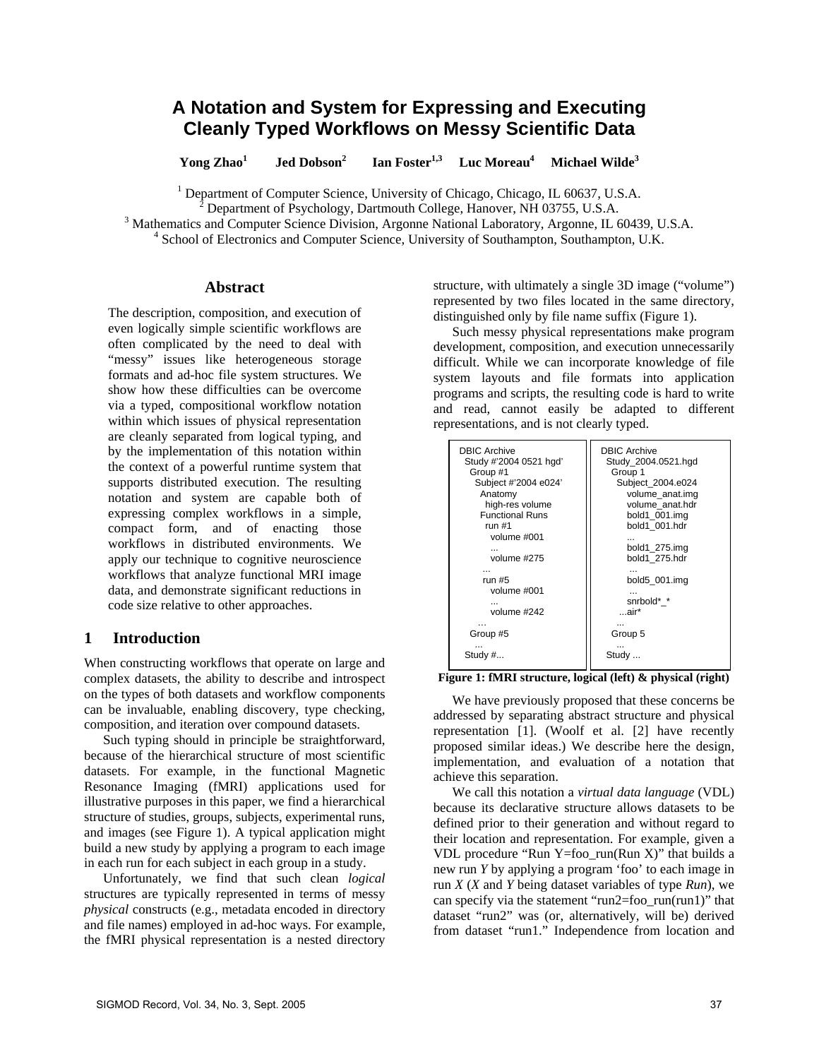# A Notation and System for Expressing and Executing Cleanly Typed Workflows on Messy Scientific Data

**Yong Zhao[1] Jed Dobson[2] Ian Foster[1,3] Luc Moreau[4] Michael Wilde[3]**

[1] Department of Computer Science, University of Chicago, Chicago, IL 60637, U.S.A.
[2] Department of Psychology, Dartmouth College, Hanover, NH 03755, U.S.A.
[3] Mathematics and Computer Science Division, Argonne National Laboratory, Argonne, IL 60439, U.S.A.
[4] School of Electronics and Computer Science, University of Southampton, Southampton, U.K.

## Abstract

The description, composition, and execution of even logically simple scientific workflows are often complicated by the need to deal with "messy" issues like heterogeneous storage formats and ad-hoc file system structures. We show how these difficulties can be overcome via a typed, compositional workflow notation within which issues of physical representation are cleanly separated from logical typing, and by the implementation of this notation within the context of a powerful runtime system that supports distributed execution. The resulting notation and system are capable both of expressing complex workflows in a simple, compact form, and of enacting those workflows in distributed environments. We apply our technique to cognitive neuroscience workflows that analyze functional MRI image data, and demonstrate significant reductions in code size relative to other approaches.

## 1 Introduction

When constructing workflows that operate on large and complex datasets, the ability to describe and introspect on the types of both datasets and workflow components can be invaluable, enabling discovery, type checking, composition, and iteration over compound datasets.

Such typing should in principle be straightforward, because of the hierarchical structure of most scientific datasets. For example, in the functional Magnetic Resonance Imaging (fMRI) applications used for illustrative purposes in this paper, we find a hierarchical structure of studies, groups, subjects, experimental runs, and images (see Figure 1). A typical application might build a new study by applying a program to each image in each run for each subject in each group in a study.

Unfortunately, we find that such clean *logical* structures are typically represented in terms of messy *physical* constructs (e.g., metadata encoded in directory and file names) employed in ad-hoc ways. For example, the fMRI physical representation is a nested directory structure, with ultimately a single 3D image ("volume") represented by two files located in the same directory, distinguished only by file name suffix (Figure 1).

Such messy physical representations make program development, composition, and execution unnecessarily difficult. While we can incorporate knowledge of file system layouts and file formats into application programs and scripts, the resulting code is hard to write and read, cannot easily be adapted to different representations, and is not clearly typed.

```
DBIC Archive                          DBIC Archive
  Study #'2004 0521 hgd'                Study_2004.0521.hgd
    Group #1                              Group 1
      Subject #'2004 e024'                  Subject_2004.e024
        Anatomy                               volume_anat.img
          high-res volume                     volume_anat.hdr
        Functional Runs                       bold1_001.img
          run #1                              bold1_001.hdr
            volume #001                       ...
            ...                               bold1_275.img
            volume #275                       bold1_275.hdr
          ...                                 ...
          run #5                              bold5_001.img
            volume #001                       ...
            ...                               snrbold*_*
            volume #242                     ...air*
      ...                                   ...
    Group #5                              Group 5
    ...                                   ...
  Study #...                            Study ...
```

**Figure 1: fMRI structure, logical (left) & physical (right)**

We have previously proposed that these concerns be addressed by separating abstract structure and physical representation [1]. (Woolf et al. [2] have recently proposed similar ideas.) We describe here the design, implementation, and evaluation of a notation that achieve this separation.

We call this notation a *virtual data language* (VDL) because its declarative structure allows datasets to be defined prior to their generation and without regard to their location and representation. For example, given a VDL procedure "Run Y=foo_run(Run X)" that builds a new run *Y* by applying a program 'foo' to each image in run *X* (*X* and *Y* being dataset variables of type *Run*), we can specify via the statement "run2=foo_run(run1)" that dataset "run2" was (or, alternatively, will be) derived from dataset "run1." Independence from location and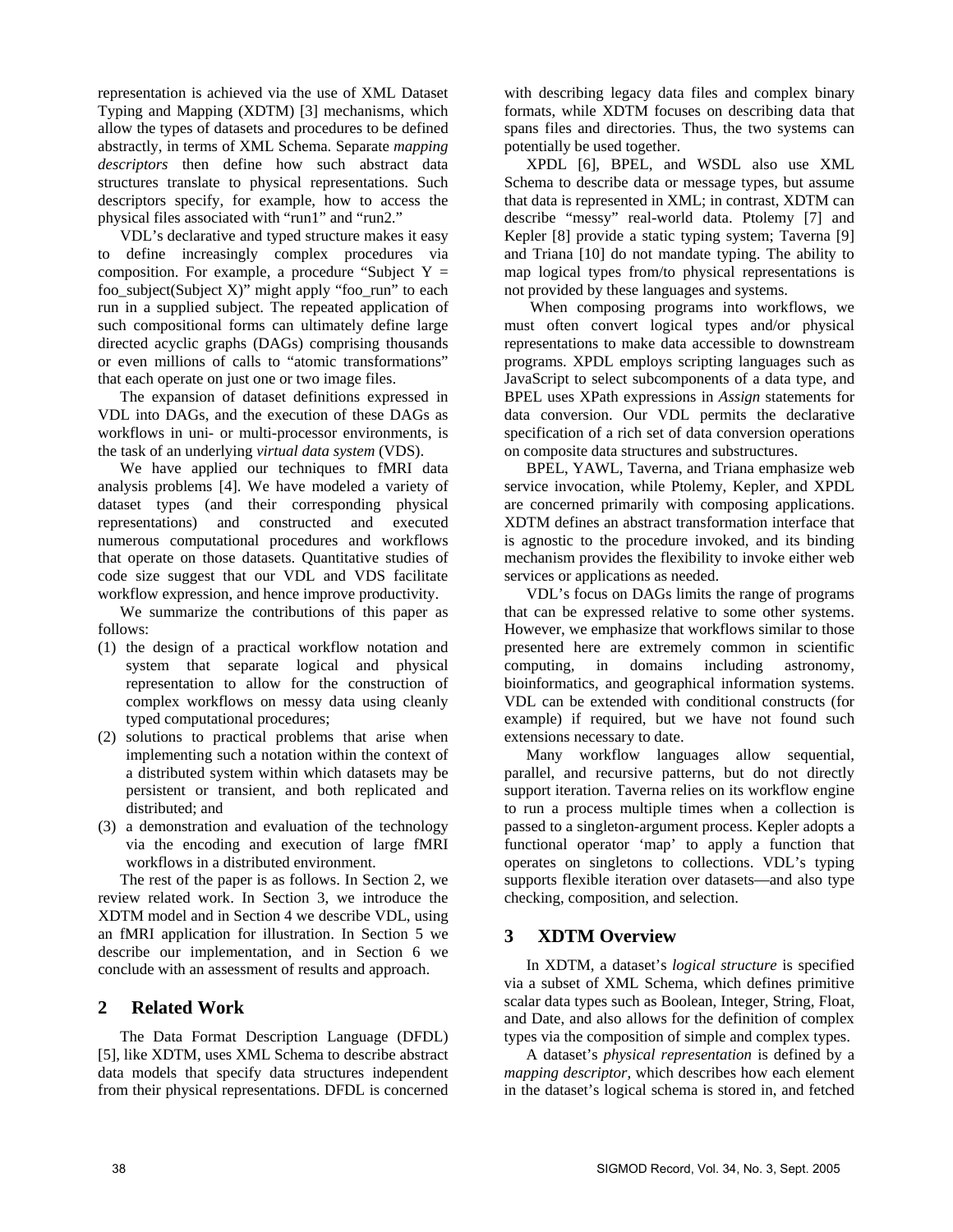representation is achieved via the use of XML Dataset Typing and Mapping (XDTM) [3] mechanisms, which allow the types of datasets and procedures to be defined abstractly, in terms of XML Schema. Separate *mapping descriptors* then define how such abstract data structures translate to physical representations. Such descriptors specify, for example, how to access the physical files associated with "run1" and "run2."

VDL's declarative and typed structure makes it easy to define increasingly complex procedures via composition. For example, a procedure "Subject Y = foo_subject(Subject X)" might apply "foo_run" to each run in a supplied subject. The repeated application of such compositional forms can ultimately define large directed acyclic graphs (DAGs) comprising thousands or even millions of calls to "atomic transformations" that each operate on just one or two image files.

The expansion of dataset definitions expressed in VDL into DAGs, and the execution of these DAGs as workflows in uni- or multi-processor environments, is the task of an underlying *virtual data system* (VDS).

We have applied our techniques to fMRI data analysis problems [4]. We have modeled a variety of dataset types (and their corresponding physical representations) and constructed and executed numerous computational procedures and workflows that operate on those datasets. Quantitative studies of code size suggest that our VDL and VDS facilitate workflow expression, and hence improve productivity.

We summarize the contributions of this paper as follows:

(1) the design of a practical workflow notation and system that separate logical and physical representation to allow for the construction of complex workflows on messy data using cleanly typed computational procedures;
(2) solutions to practical problems that arise when implementing such a notation within the context of a distributed system within which datasets may be persistent or transient, and both replicated and distributed; and
(3) a demonstration and evaluation of the technology via the encoding and execution of large fMRI workflows in a distributed environment.

The rest of the paper is as follows. In Section 2, we review related work. In Section 3, we introduce the XDTM model and in Section 4 we describe VDL, using an fMRI application for illustration. In Section 5 we describe our implementation, and in Section 6 we conclude with an assessment of results and approach.

## 2 Related Work

The Data Format Description Language (DFDL) [5], like XDTM, uses XML Schema to describe abstract data models that specify data structures independent from their physical representations. DFDL is concerned with describing legacy data files and complex binary formats, while XDTM focuses on describing data that spans files and directories. Thus, the two systems can potentially be used together.

XPDL [6], BPEL, and WSDL also use XML Schema to describe data or message types, but assume that data is represented in XML; in contrast, XDTM can describe "messy" real-world data. Ptolemy [7] and Kepler [8] provide a static typing system; Taverna [9] and Triana [10] do not mandate typing. The ability to map logical types from/to physical representations is not provided by these languages and systems.

When composing programs into workflows, we must often convert logical types and/or physical representations to make data accessible to downstream programs. XPDL employs scripting languages such as JavaScript to select subcomponents of a data type, and BPEL uses XPath expressions in *Assign* statements for data conversion. Our VDL permits the declarative specification of a rich set of data conversion operations on composite data structures and substructures.

BPEL, YAWL, Taverna, and Triana emphasize web service invocation, while Ptolemy, Kepler, and XPDL are concerned primarily with composing applications. XDTM defines an abstract transformation interface that is agnostic to the procedure invoked, and its binding mechanism provides the flexibility to invoke either web services or applications as needed.

VDL's focus on DAGs limits the range of programs that can be expressed relative to some other systems. However, we emphasize that workflows similar to those presented here are extremely common in scientific computing, in domains including astronomy, bioinformatics, and geographical information systems. VDL can be extended with conditional constructs (for example) if required, but we have not found such extensions necessary to date.

Many workflow languages allow sequential, parallel, and recursive patterns, but do not directly support iteration. Taverna relies on its workflow engine to run a process multiple times when a collection is passed to a singleton-argument process. Kepler adopts a functional operator 'map' to apply a function that operates on singletons to collections. VDL's typing supports flexible iteration over datasets—and also type checking, composition, and selection.

## 3 XDTM Overview

In XDTM, a dataset's *logical structure* is specified via a subset of XML Schema, which defines primitive scalar data types such as Boolean, Integer, String, Float, and Date, and also allows for the definition of complex types via the composition of simple and complex types.

A dataset's *physical representation* is defined by a *mapping descriptor*, which describes how each element in the dataset's logical schema is stored in, and fetched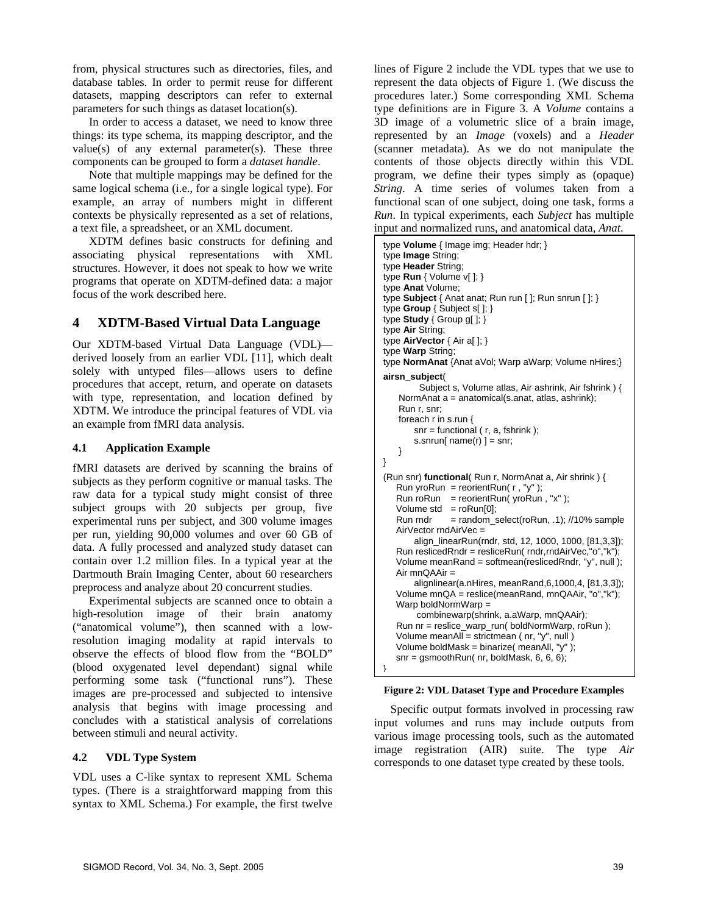from, physical structures such as directories, files, and database tables. In order to permit reuse for different datasets, mapping descriptors can refer to external parameters for such things as dataset location(s).

In order to access a dataset, we need to know three things: its type schema, its mapping descriptor, and the value(s) of any external parameter(s). These three components can be grouped to form a *dataset handle*.

Note that multiple mappings may be defined for the same logical schema (i.e., for a single logical type). For example, an array of numbers might in different contexts be physically represented as a set of relations, a text file, a spreadsheet, or an XML document.

XDTM defines basic constructs for defining and associating physical representations with XML structures. However, it does not speak to how we write programs that operate on XDTM-defined data: a major focus of the work described here.

## 4 XDTM-Based Virtual Data Language

Our XDTM-based Virtual Data Language (VDL)—derived loosely from an earlier VDL [11], which dealt solely with untyped files—allows users to define procedures that accept, return, and operate on datasets with type, representation, and location defined by XDTM. We introduce the principal features of VDL via an example from fMRI data analysis.

### 4.1 Application Example

fMRI datasets are derived by scanning the brains of subjects as they perform cognitive or manual tasks. The raw data for a typical study might consist of three subject groups with 20 subjects per group, five experimental runs per subject, and 300 volume images per run, yielding 90,000 volumes and over 60 GB of data. A fully processed and analyzed study dataset can contain over 1.2 million files. In a typical year at the Dartmouth Brain Imaging Center, about 60 researchers preprocess and analyze about 20 concurrent studies.

Experimental subjects are scanned once to obtain a high-resolution image of their brain anatomy ("anatomical volume"), then scanned with a low-resolution imaging modality at rapid intervals to observe the effects of blood flow from the "BOLD" (blood oxygenated level dependant) signal while performing some task ("functional runs"). These images are pre-processed and subjected to intensive analysis that begins with image processing and concludes with a statistical analysis of correlations between stimuli and neural activity.

### 4.2 VDL Type System

VDL uses a C-like syntax to represent XML Schema types. (There is a straightforward mapping from this syntax to XML Schema.) For example, the first twelve lines of Figure 2 include the VDL types that we use to represent the data objects of Figure 1. (We discuss the procedures later.) Some corresponding XML Schema type definitions are in Figure 3. A *Volume* contains a 3D image of a volumetric slice of a brain image, represented by an *Image* (voxels) and a *Header* (scanner metadata). As we do not manipulate the contents of those objects directly within this VDL program, we define their types simply as (opaque) *String*. A time series of volumes taken from a functional scan of one subject, doing one task, forms a *Run*. In typical experiments, each *Subject* has multiple input and normalized runs, and anatomical data, *Anat*.

```
type Volume { Image img; Header hdr; }
type Image String;
type Header String;
type Run { Volume v[ ]; }
type Anat Volume;
type Subject { Anat anat; Run run [ ]; Run snrun [ ]; }
type Group { Subject s[ ]; }
type Study { Group g[ ]; }
type Air String;
type AirVector { Air a[ ]; }
type Warp String;
type NormAnat {Anat aVol; Warp aWarp; Volume nHires;}

airsn_subject(
        Subject s, Volume atlas, Air ashrink, Air fshrink ) {
   NormAnat a = anatomical(s.anat, atlas, ashrink);
   Run r, snr;
   foreach r in s.run {
      snr = functional ( r, a, fshrink );
      s.snrun[ name(r) ] = snr;
   }
}

(Run snr) functional( Run r, NormAnat a, Air shrink ) {
   Run yroRun  = reorientRun( r , "y" );
   Run roRun   = reorientRun( yroRun , "x" );
   Volume std  = roRun[0];
   Run rndr     = random_select(roRun, .1); //10% sample
   AirVector rndAirVec =
       align_linearRun(rndr, std, 12, 1000, 1000, [81,3,3]);
   Run reslicedRndr = resliceRun( rndr,rndAirVec,"o","k");
   Volume meanRand = softmean(reslicedRndr, "y", null );
   Air mnQAAir =
       alignlinear(a.nHires, meanRand,6,1000,4, [81,3,3]);
   Volume mnQA = reslice(meanRand, mnQAAir, "o","k");
   Warp boldNormWarp =
        combinewarp(shrink, a.aWarp, mnQAAir);
   Run nr = reslice_warp_run( boldNormWarp, roRun );
   Volume meanAll = strictmean ( nr, "y", null )
   Volume boldMask = binarize( meanAll, "y" );
   snr = gsmoothRun( nr, boldMask, 6, 6, 6);
}
```

**Figure 2: VDL Dataset Type and Procedure Examples**

Specific output formats involved in processing raw input volumes and runs may include outputs from various image processing tools, such as the automated image registration (AIR) suite. The type *Air* corresponds to one dataset type created by these tools.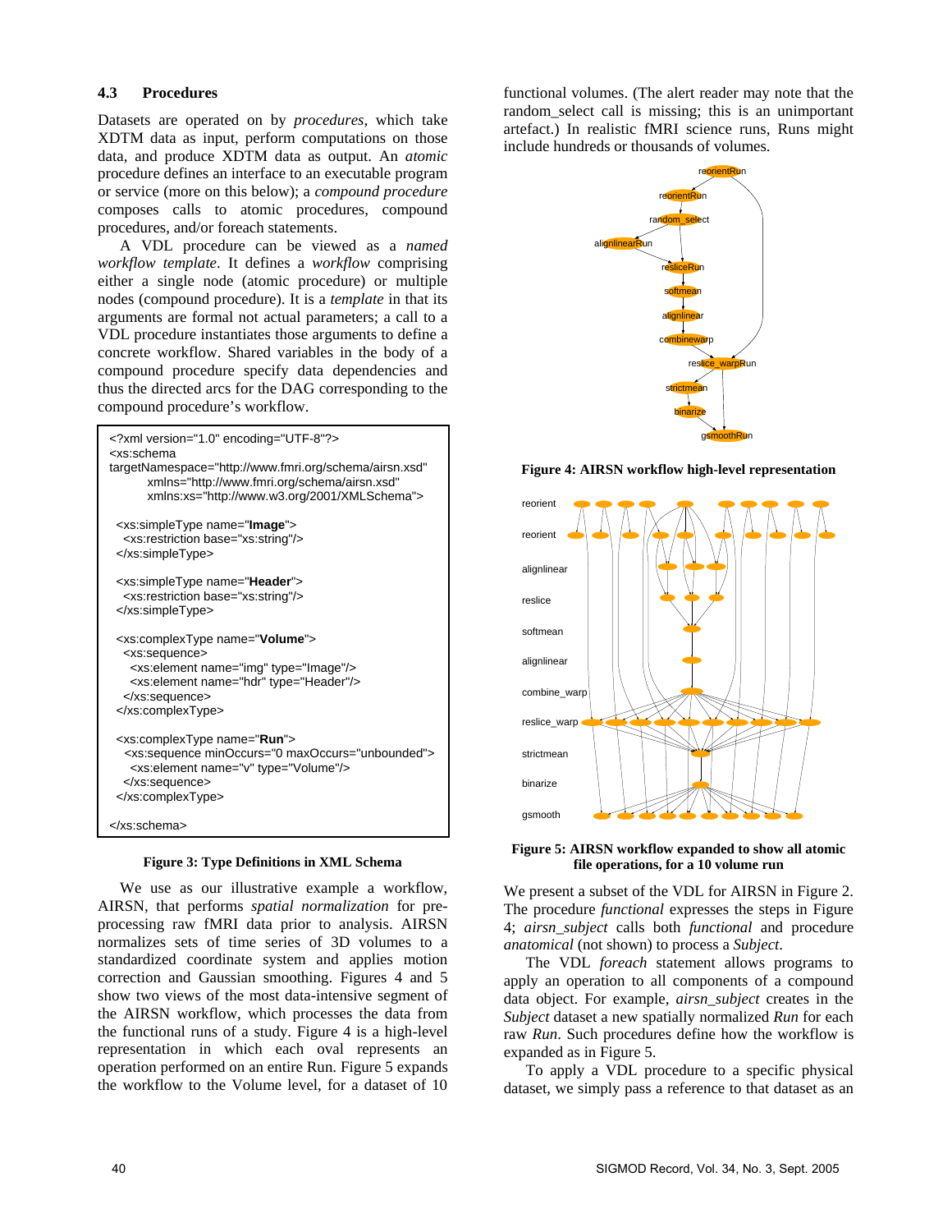### 4.3 Procedures

Datasets are operated on by *procedures*, which take XDTM data as input, perform computations on those data, and produce XDTM data as output. An *atomic* procedure defines an interface to an executable program or service (more on this below); a *compound procedure* composes calls to atomic procedures, compound procedures, and/or foreach statements.

A VDL procedure can be viewed as a *named workflow template*. It defines a *workflow* comprising either a single node (atomic procedure) or multiple nodes (compound procedure). It is a *template* in that its arguments are formal not actual parameters; a call to a VDL procedure instantiates those arguments to define a concrete workflow. Shared variables in the body of a compound procedure specify data dependencies and thus the directed arcs for the DAG corresponding to the compound procedure's workflow.

```
<?xml version="1.0" encoding="UTF-8"?>
<xs:schema
targetNamespace="http://www.fmri.org/schema/airsn.xsd"
        xmlns="http://www.fmri.org/schema/airsn.xsd"
        xmlns:xs="http://www.w3.org/2001/XMLSchema">

  <xs:simpleType name="Image">
    <xs:restriction base="xs:string"/>
  </xs:simpleType>

  <xs:simpleType name="Header">
    <xs:restriction base="xs:string"/>
  </xs:simpleType>

  <xs:complexType name="Volume">
    <xs:sequence>
      <xs:element name="img" type="Image"/>
      <xs:element name="hdr" type="Header"/>
    </xs:sequence>
  </xs:complexType>

  <xs:complexType name="Run">
    <xs:sequence minOccurs="0 maxOccurs="unbounded">
      <xs:element name="v" type="Volume"/>
    </xs:sequence>
  </xs:complexType>

</xs:schema>
```

**Figure 3: Type Definitions in XML Schema**

We use as our illustrative example a workflow, AIRSN, that performs *spatial normalization* for pre-processing raw fMRI data prior to analysis. AIRSN normalizes sets of time series of 3D volumes to a standardized coordinate system and applies motion correction and Gaussian smoothing. Figures 4 and 5 show two views of the most data-intensive segment of the AIRSN workflow, which processes the data from the functional runs of a study. Figure 4 is a high-level representation in which each oval represents an operation performed on an entire Run. Figure 5 expands the workflow to the Volume level, for a dataset of 10 functional volumes. (The alert reader may note that the random_select call is missing; this is an unimportant artefact.) In realistic fMRI science runs, Runs might include hundreds or thousands of volumes.

**Figure 4: AIRSN workflow high-level representation**

**Figure 5: AIRSN workflow expanded to show all atomic file operations, for a 10 volume run**

We present a subset of the VDL for AIRSN in Figure 2. The procedure *functional* expresses the steps in Figure 4; *airsn_subject* calls both *functional* and procedure *anatomical* (not shown) to process a *Subject*.

The VDL *foreach* statement allows programs to apply an operation to all components of a compound data object. For example, *airsn_subject* creates in the *Subject* dataset a new spatially normalized *Run* for each raw *Run*. Such procedures define how the workflow is expanded as in Figure 5.

To apply a VDL procedure to a specific physical dataset, we simply pass a reference to that dataset as an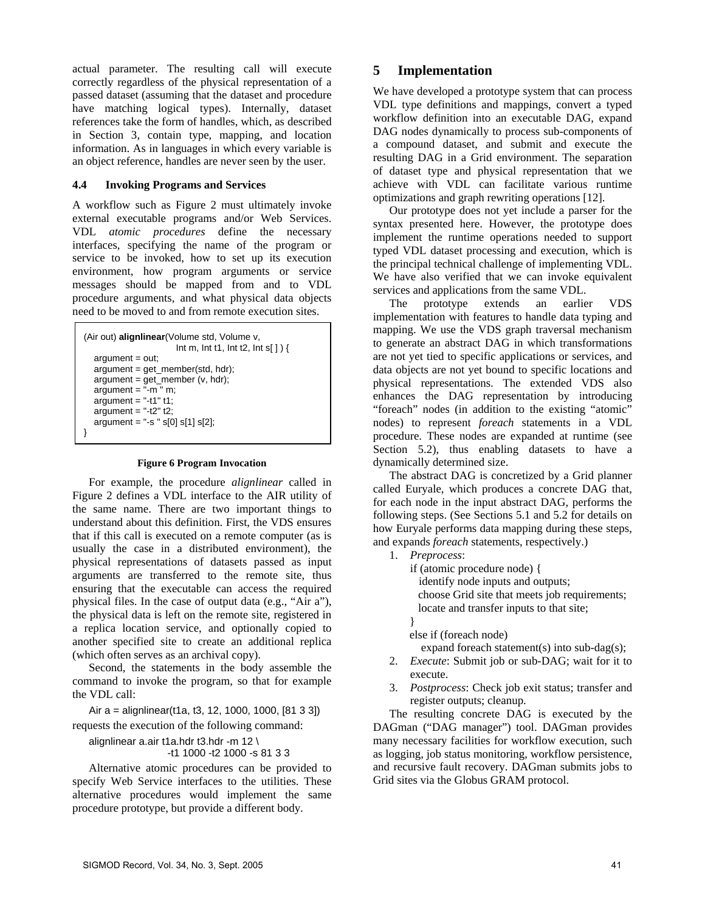actual parameter. The resulting call will execute correctly regardless of the physical representation of a passed dataset (assuming that the dataset and procedure have matching logical types). Internally, dataset references take the form of handles, which, as described in Section 3, contain type, mapping, and location information. As in languages in which every variable is an object reference, handles are never seen by the user.

### 4.4 Invoking Programs and Services

A workflow such as Figure 2 must ultimately invoke external executable programs and/or Web Services. VDL *atomic procedures* define the necessary interfaces, specifying the name of the program or service to be invoked, how to set up its execution environment, how program arguments or service messages should be mapped from and to VDL procedure arguments, and what physical data objects need to be moved to and from remote execution sites.

```
(Air out) alignlinear(Volume std, Volume v,
                      Int m, Int t1, Int t2, Int s[ ] ) {
   argument = out;
   argument = get_member(std, hdr);
   argument = get_member (v, hdr);
   argument = "-m " m;
   argument = "-t1" t1;
   argument = "-t2" t2;
   argument = "-s " s[0] s[1] s[2];
}
```

**Figure 6 Program Invocation**

For example, the procedure *alignlinear* called in Figure 2 defines a VDL interface to the AIR utility of the same name. There are two important things to understand about this definition. First, the VDS ensures that if this call is executed on a remote computer (as is usually the case in a distributed environment), the physical representations of datasets passed as input arguments are transferred to the remote site, thus ensuring that the executable can access the required physical files. In the case of output data (e.g., "Air a"), the physical data is left on the remote site, registered in a replica location service, and optionally copied to another specified site to create an additional replica (which often serves as an archival copy).

Second, the statements in the body assemble the command to invoke the program, so that for example the VDL call:

```
Air a = alignlinear(t1a, t3, 12, 1000, 1000, [81 3 3])
```

requests the execution of the following command:

```
alignlinear a.air t1a.hdr t3.hdr -m 12 \
                     -t1 1000 -t2 1000 -s 81 3 3
```

Alternative atomic procedures can be provided to specify Web Service interfaces to the utilities. These alternative procedures would implement the same procedure prototype, but provide a different body.

## 5 Implementation

We have developed a prototype system that can process VDL type definitions and mappings, convert a typed workflow definition into an executable DAG, expand DAG nodes dynamically to process sub-components of a compound dataset, and submit and execute the resulting DAG in a Grid environment. The separation of dataset type and physical representation that we achieve with VDL can facilitate various runtime optimizations and graph rewriting operations [12].

Our prototype does not yet include a parser for the syntax presented here. However, the prototype does implement the runtime operations needed to support typed VDL dataset processing and execution, which is the principal technical challenge of implementing VDL. We have also verified that we can invoke equivalent services and applications from the same VDL.

The prototype extends an earlier VDS implementation with features to handle data typing and mapping. We use the VDS graph traversal mechanism to generate an abstract DAG in which transformations are not yet tied to specific applications or services, and data objects are not yet bound to specific locations and physical representations. The extended VDS also enhances the DAG representation by introducing "foreach" nodes (in addition to the existing "atomic" nodes) to represent *foreach* statements in a VDL procedure. These nodes are expanded at runtime (see Section 5.2), thus enabling datasets to have a dynamically determined size.

The abstract DAG is concretized by a Grid planner called Euryale, which produces a concrete DAG that, for each node in the input abstract DAG, performs the following steps. (See Sections 5.1 and 5.2 for details on how Euryale performs data mapping during these steps, and expands *foreach* statements, respectively.)

1. *Preprocess*:
   ```
   if (atomic procedure node) {
     identify node inputs and outputs;
     choose Grid site that meets job requirements;
     locate and transfer inputs to that site;
   }
   else if (foreach node)
      expand foreach statement(s) into sub-dag(s);
   ```
2. *Execute*: Submit job or sub-DAG; wait for it to execute.
3. *Postprocess*: Check job exit status; transfer and register outputs; cleanup.

The resulting concrete DAG is executed by the DAGman ("DAG manager") tool. DAGman provides many necessary facilities for workflow execution, such as logging, job status monitoring, workflow persistence, and recursive fault recovery. DAGman submits jobs to Grid sites via the Globus GRAM protocol.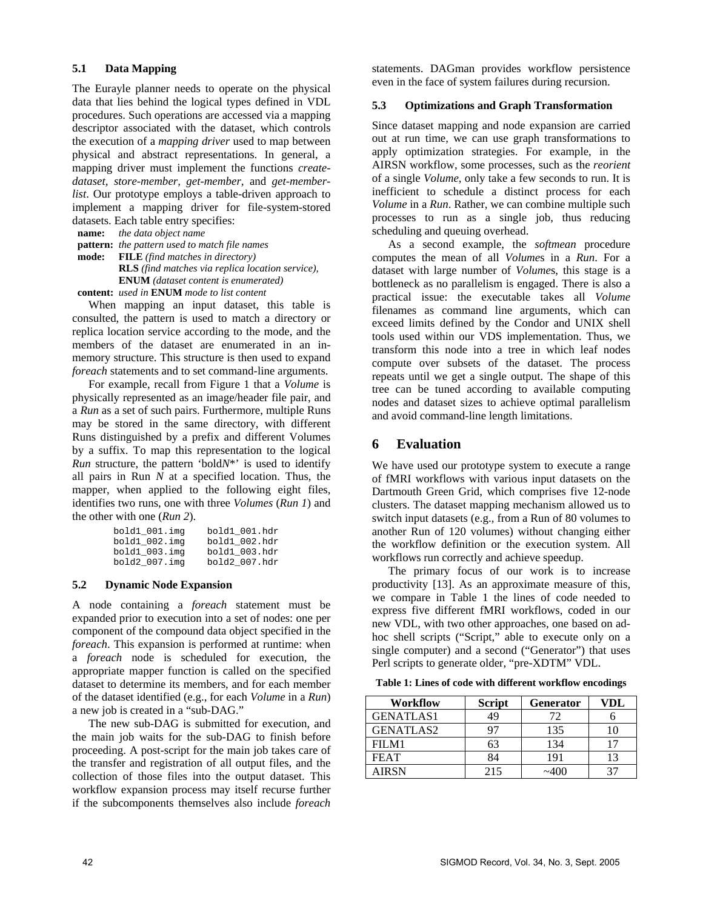### 5.1 Data Mapping

The Eurayle planner needs to operate on the physical data that lies behind the logical types defined in VDL procedures. Such operations are accessed via a mapping descriptor associated with the dataset, which controls the execution of a *mapping driver* used to map between physical and abstract representations. In general, a mapping driver must implement the functions *create-dataset, store-member, get-member,* and *get-member-list*. Our prototype employs a table-driven approach to implement a mapping driver for file-system-stored datasets. Each table entry specifies:

**name:** *the data object name*
**pattern:** *the pattern used to match file names*
**mode:** **FILE** *(find matches in directory)*
**RLS** *(find matches via replica location service),*
**ENUM** *(dataset content is enumerated)*
**content:** *used in* **ENUM** *mode to list content*

When mapping an input dataset, this table is consulted, the pattern is used to match a directory or replica location service according to the mode, and the members of the dataset are enumerated in an in-memory structure. This structure is then used to expand *foreach* statements and to set command-line arguments.

For example, recall from Figure 1 that a *Volume* is physically represented as an image/header file pair, and a *Run* as a set of such pairs. Furthermore, multiple Runs may be stored in the same directory, with different Runs distinguished by a prefix and different Volumes by a suffix. To map this representation to the logical *Run* structure, the pattern 'bold*N*\*' is used to identify all pairs in Run *N* at a specified location. Thus, the mapper, when applied to the following eight files, identifies two runs, one with three *Volumes* (*Run 1*) and the other with one (*Run 2*).

```
bold1_001.img    bold1_001.hdr
bold1_002.img    bold1_002.hdr
bold1_003.img    bold1_003.hdr
bold2_007.img    bold2_007.hdr
```

### 5.2 Dynamic Node Expansion

A node containing a *foreach* statement must be expanded prior to execution into a set of nodes: one per component of the compound data object specified in the *foreach*. This expansion is performed at runtime: when a *foreach* node is scheduled for execution, the appropriate mapper function is called on the specified dataset to determine its members, and for each member of the dataset identified (e.g., for each *Volume* in a *Run*) a new job is created in a "sub-DAG."

The new sub-DAG is submitted for execution, and the main job waits for the sub-DAG to finish before proceeding. A post-script for the main job takes care of the transfer and registration of all output files, and the collection of those files into the output dataset. This workflow expansion process may itself recurse further if the subcomponents themselves also include *foreach* statements. DAGman provides workflow persistence even in the face of system failures during recursion.

### 5.3 Optimizations and Graph Transformation

Since dataset mapping and node expansion are carried out at run time, we can use graph transformations to apply optimization strategies. For example, in the AIRSN workflow, some processes, such as the *reorient* of a single *Volume*, only take a few seconds to run. It is inefficient to schedule a distinct process for each *Volume* in a *Run*. Rather, we can combine multiple such processes to run as a single job, thus reducing scheduling and queuing overhead.

As a second example, the *softmean* procedure computes the mean of all *Volume*s in a *Run*. For a dataset with large number of *Volume*s, this stage is a bottleneck as no parallelism is engaged. There is also a practical issue: the executable takes all *Volume* filenames as command line arguments, which can exceed limits defined by the Condor and UNIX shell tools used within our VDS implementation. Thus, we transform this node into a tree in which leaf nodes compute over subsets of the dataset. The process repeats until we get a single output. The shape of this tree can be tuned according to available computing nodes and dataset sizes to achieve optimal parallelism and avoid command-line length limitations.

## 6 Evaluation

We have used our prototype system to execute a range of fMRI workflows with various input datasets on the Dartmouth Green Grid, which comprises five 12-node clusters. The dataset mapping mechanism allowed us to switch input datasets (e.g., from a Run of 80 volumes to another Run of 120 volumes) without changing either the workflow definition or the execution system. All workflows run correctly and achieve speedup.

The primary focus of our work is to increase productivity [13]. As an approximate measure of this, we compare in Table 1 the lines of code needed to express five different fMRI workflows, coded in our new VDL, with two other approaches, one based on ad-hoc shell scripts ("Script," able to execute only on a single computer) and a second ("Generator") that uses Perl scripts to generate older, "pre-XDTM" VDL.

**Table 1: Lines of code with different workflow encodings**

| Workflow | Script | Generator | VDL |
|---|---|---|---|
| GENATLAS1 | 49 | 72 | 6 |
| GENATLAS2 | 97 | 135 | 10 |
| FILM1 | 63 | 134 | 17 |
| FEAT | 84 | 191 | 13 |
| AIRSN | 215 | ~400 | 37 |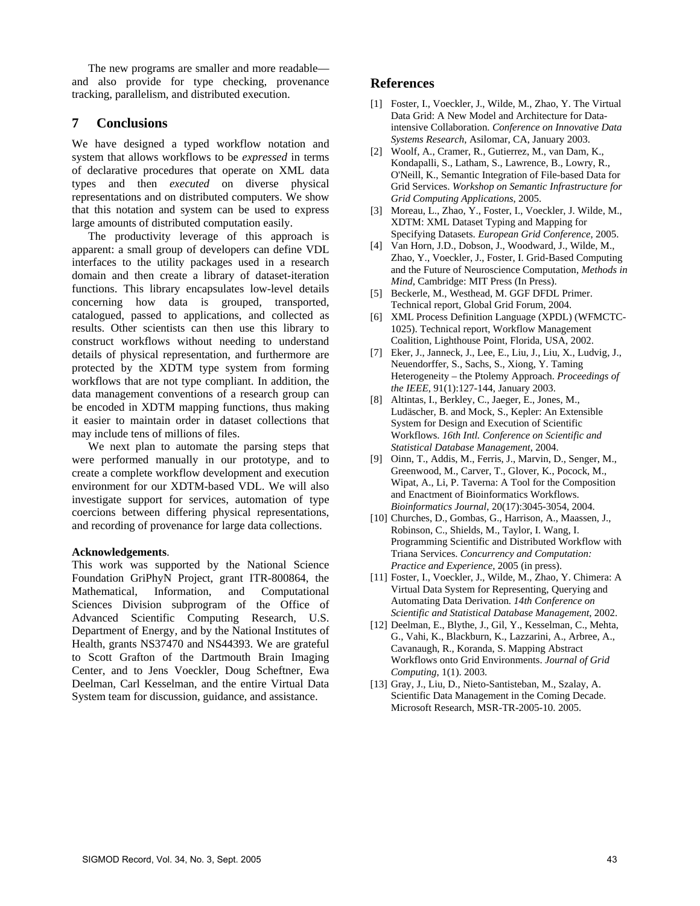The new programs are smaller and more readable—and also provide for type checking, provenance tracking, parallelism, and distributed execution.

## 7 Conclusions

We have designed a typed workflow notation and system that allows workflows to be *expressed* in terms of declarative procedures that operate on XML data types and then *executed* on diverse physical representations and on distributed computers. We show that this notation and system can be used to express large amounts of distributed computation easily.

The productivity leverage of this approach is apparent: a small group of developers can define VDL interfaces to the utility packages used in a research domain and then create a library of dataset-iteration functions. This library encapsulates low-level details concerning how data is grouped, transported, catalogued, passed to applications, and collected as results. Other scientists can then use this library to construct workflows without needing to understand details of physical representation, and furthermore are protected by the XDTM type system from forming workflows that are not type compliant. In addition, the data management conventions of a research group can be encoded in XDTM mapping functions, thus making it easier to maintain order in dataset collections that may include tens of millions of files.

We next plan to automate the parsing steps that were performed manually in our prototype, and to create a complete workflow development and execution environment for our XDTM-based VDL. We will also investigate support for services, automation of type coercions between differing physical representations, and recording of provenance for large data collections.

**Acknowledgements**.
This work was supported by the National Science Foundation GriPhyN Project, grant ITR-800864, the Mathematical, Information, and Computational Sciences Division subprogram of the Office of Advanced Scientific Computing Research, U.S. Department of Energy, and by the National Institutes of Health, grants NS37470 and NS44393. We are grateful to Scott Grafton of the Dartmouth Brain Imaging Center, and to Jens Voeckler, Doug Scheftner, Ewa Deelman, Carl Kesselman, and the entire Virtual Data System team for discussion, guidance, and assistance.

## References

[1] Foster, I., Voeckler, J., Wilde, M., Zhao, Y. The Virtual Data Grid: A New Model and Architecture for Data-intensive Collaboration. *Conference on Innovative Data Systems Research*, Asilomar, CA, January 2003.

[2] Woolf, A., Cramer, R., Gutierrez, M., van Dam, K., Kondapalli, S., Latham, S., Lawrence, B., Lowry, R., O'Neill, K., Semantic Integration of File-based Data for Grid Services. *Workshop on Semantic Infrastructure for Grid Computing Applications*, 2005.

[3] Moreau, L., Zhao, Y., Foster, I., Voeckler, J. Wilde, M., XDTM: XML Dataset Typing and Mapping for Specifying Datasets. *European Grid Conference*, 2005.

[4] Van Horn, J.D., Dobson, J., Woodward, J., Wilde, M., Zhao, Y., Voeckler, J., Foster, I. Grid-Based Computing and the Future of Neuroscience Computation, *Methods in Mind*, Cambridge: MIT Press (In Press).

[5] Beckerle, M., Westhead, M. GGF DFDL Primer. Technical report, Global Grid Forum, 2004.

[6] XML Process Definition Language (XPDL) (WFMCTC-1025). Technical report, Workflow Management Coalition, Lighthouse Point, Florida, USA, 2002.

[7] Eker, J., Janneck, J., Lee, E., Liu, J., Liu, X., Ludvig, J., Neuendorffer, S., Sachs, S., Xiong, Y. Taming Heterogeneity – the Ptolemy Approach. *Proceedings of the IEEE*, 91(1):127-144, January 2003.

[8] Altintas, I., Berkley, C., Jaeger, E., Jones, M., Ludäscher, B. and Mock, S., Kepler: An Extensible System for Design and Execution of Scientific Workflows. *16th Intl. Conference on Scientific and Statistical Database Management*, 2004.

[9] Oinn, T., Addis, M., Ferris, J., Marvin, D., Senger, M., Greenwood, M., Carver, T., Glover, K., Pocock, M., Wipat, A., Li, P. Taverna: A Tool for the Composition and Enactment of Bioinformatics Workflows. *Bioinformatics Journal*, 20(17):3045-3054, 2004.

[10] Churches, D., Gombas, G., Harrison, A., Maassen, J., Robinson, C., Shields, M., Taylor, I. Wang, I. Programming Scientific and Distributed Workflow with Triana Services. *Concurrency and Computation: Practice and Experience*, 2005 (in press).

[11] Foster, I., Voeckler, J., Wilde, M., Zhao, Y. Chimera: A Virtual Data System for Representing, Querying and Automating Data Derivation. *14th Conference on Scientific and Statistical Database Management*, 2002.

[12] Deelman, E., Blythe, J., Gil, Y., Kesselman, C., Mehta, G., Vahi, K., Blackburn, K., Lazzarini, A., Arbree, A., Cavanaugh, R., Koranda, S. Mapping Abstract Workflows onto Grid Environments. *Journal of Grid Computing*, 1(1). 2003.

[13] Gray, J., Liu, D., Nieto-Santisteban, M., Szalay, A. Scientific Data Management in the Coming Decade. Microsoft Research, MSR-TR-2005-10. 2005.